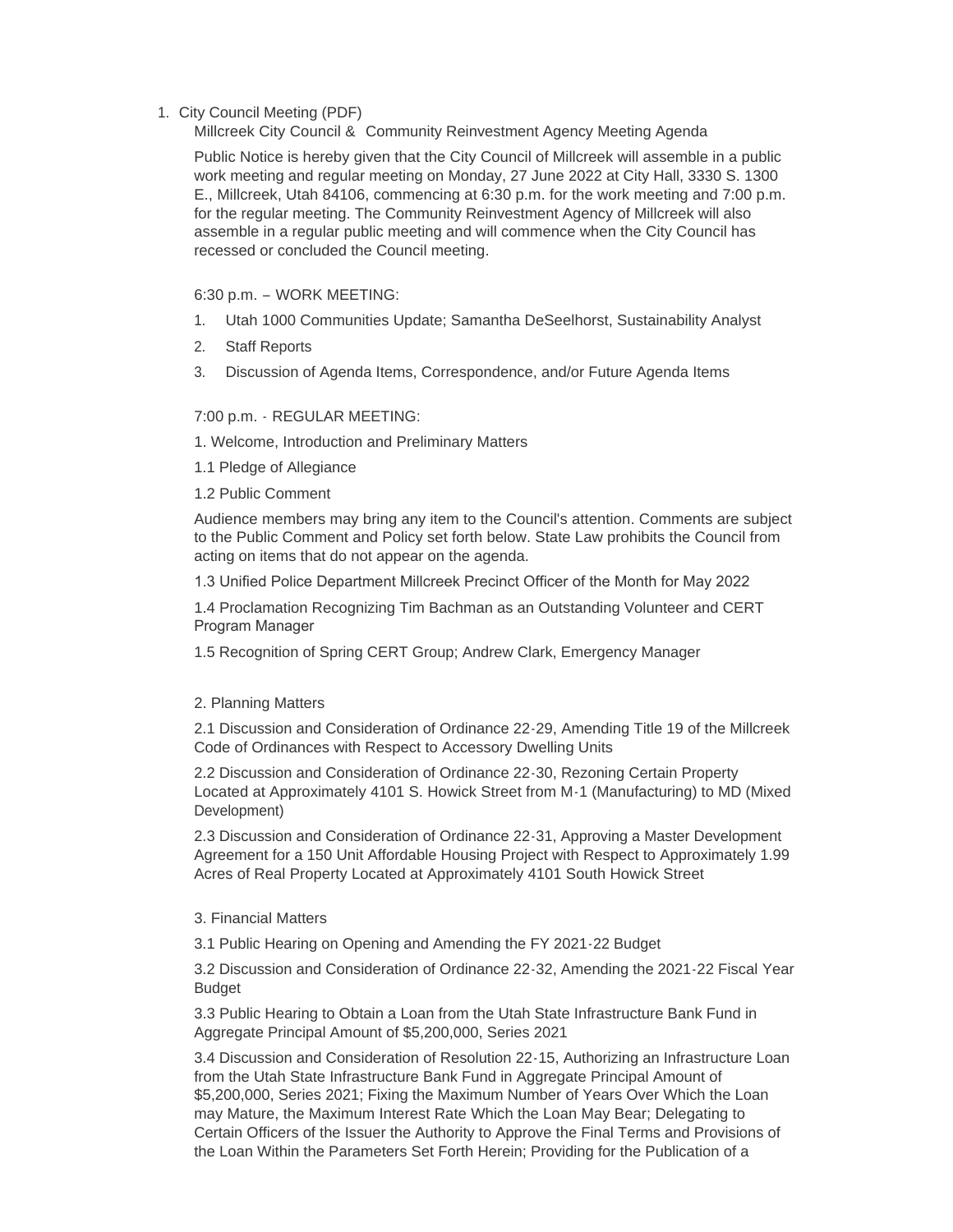1. City Council Meeting (PDF)

Millcreek City Council & Community Reinvestment Agency Meeting Agenda

Public Notice is hereby given that the City Council of Millcreek will assemble in a public work meeting and regular meeting on Monday, 27 June 2022 at City Hall, 3330 S. 1300 E., Millcreek, Utah 84106, commencing at 6:30 p.m. for the work meeting and 7:00 p.m. for the regular meeting. The Community Reinvestment Agency of Millcreek will also assemble in a regular public meeting and will commence when the City Council has recessed or concluded the Council meeting.

6:30 p.m. – WORK MEETING:

1. Utah 1000 Communities Update; Samantha DeSeelhorst, Sustainability Analyst
2. Staff Reports
3. Discussion of Agenda Items, Correspondence, and/or Future Agenda Items

7:00 p.m. - REGULAR MEETING:

1. Welcome, Introduction and Preliminary Matters

1.1 Pledge of Allegiance

1.2 Public Comment

Audience members may bring any item to the Council's attention. Comments are subject to the Public Comment and Policy set forth below. State Law prohibits the Council from acting on items that do not appear on the agenda.

1.3 Unified Police Department Millcreek Precinct Officer of the Month for May 2022

1.4 Proclamation Recognizing Tim Bachman as an Outstanding Volunteer and CERT Program Manager

1.5 Recognition of Spring CERT Group; Andrew Clark, Emergency Manager

2. Planning Matters

2.1 Discussion and Consideration of Ordinance 22-29, Amending Title 19 of the Millcreek Code of Ordinances with Respect to Accessory Dwelling Units

2.2 Discussion and Consideration of Ordinance 22-30, Rezoning Certain Property Located at Approximately 4101 S. Howick Street from M-1 (Manufacturing) to MD (Mixed Development)

2.3 Discussion and Consideration of Ordinance 22-31, Approving a Master Development Agreement for a 150 Unit Affordable Housing Project with Respect to Approximately 1.99 Acres of Real Property Located at Approximately 4101 South Howick Street

3. Financial Matters

3.1 Public Hearing on Opening and Amending the FY 2021-22 Budget

3.2 Discussion and Consideration of Ordinance 22-32, Amending the 2021-22 Fiscal Year Budget

3.3 Public Hearing to Obtain a Loan from the Utah State Infrastructure Bank Fund in Aggregate Principal Amount of $5,200,000, Series 2021

3.4 Discussion and Consideration of Resolution 22-15, Authorizing an Infrastructure Loan from the Utah State Infrastructure Bank Fund in Aggregate Principal Amount of $5,200,000, Series 2021; Fixing the Maximum Number of Years Over Which the Loan may Mature, the Maximum Interest Rate Which the Loan May Bear; Delegating to Certain Officers of the Issuer the Authority to Approve the Final Terms and Provisions of the Loan Within the Parameters Set Forth Herein; Providing for the Publication of a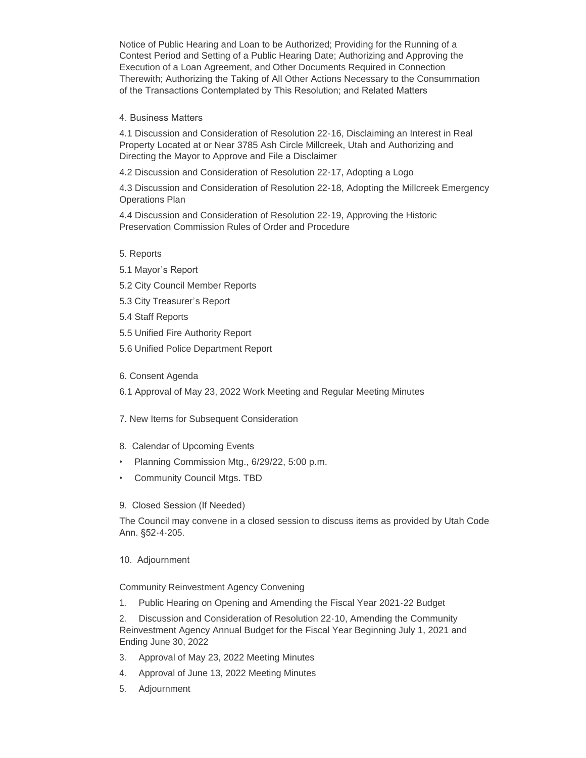Notice of Public Hearing and Loan to be Authorized; Providing for the Running of a Contest Period and Setting of a Public Hearing Date; Authorizing and Approving the Execution of a Loan Agreement, and Other Documents Required in Connection Therewith; Authorizing the Taking of All Other Actions Necessary to the Consummation of the Transactions Contemplated by This Resolution; and Related Matters

4. Business Matters

4.1 Discussion and Consideration of Resolution 22-16, Disclaiming an Interest in Real Property Located at or Near 3785 Ash Circle Millcreek, Utah and Authorizing and Directing the Mayor to Approve and File a Disclaimer

4.2 Discussion and Consideration of Resolution 22-17, Adopting a Logo

4.3 Discussion and Consideration of Resolution 22-18, Adopting the Millcreek Emergency Operations Plan

4.4 Discussion and Consideration of Resolution 22-19, Approving the Historic Preservation Commission Rules of Order and Procedure

5. Reports

5.1 Mayor's Report

5.2 City Council Member Reports

5.3 City Treasurer's Report

5.4 Staff Reports

5.5 Unified Fire Authority Report

5.6 Unified Police Department Report

6. Consent Agenda

6.1 Approval of May 23, 2022 Work Meeting and Regular Meeting Minutes

7. New Items for Subsequent Consideration

8. Calendar of Upcoming Events

- Planning Commission Mtg., 6/29/22, 5:00 p.m.
- Community Council Mtgs. TBD

9. Closed Session (If Needed)

The Council may convene in a closed session to discuss items as provided by Utah Code Ann. §52-4-205.

10. Adjournment

Community Reinvestment Agency Convening

1. Public Hearing on Opening and Amending the Fiscal Year 2021-22 Budget
2. Discussion and Consideration of Resolution 22-10, Amending the Community Reinvestment Agency Annual Budget for the Fiscal Year Beginning July 1, 2021 and Ending June 30, 2022
3. Approval of May 23, 2022 Meeting Minutes
4. Approval of June 13, 2022 Meeting Minutes
5. Adjournment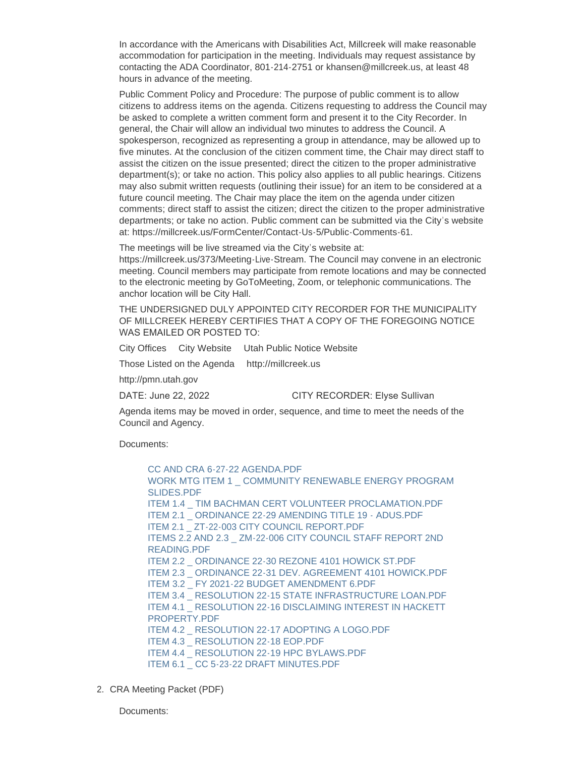In accordance with the Americans with Disabilities Act, Millcreek will make reasonable accommodation for participation in the meeting. Individuals may request assistance by contacting the ADA Coordinator, 801-214-2751 or khansen@millcreek.us, at least 48 hours in advance of the meeting.

Public Comment Policy and Procedure: The purpose of public comment is to allow citizens to address items on the agenda. Citizens requesting to address the Council may be asked to complete a written comment form and present it to the City Recorder. In general, the Chair will allow an individual two minutes to address the Council. A spokesperson, recognized as representing a group in attendance, may be allowed up to five minutes. At the conclusion of the citizen comment time, the Chair may direct staff to assist the citizen on the issue presented; direct the citizen to the proper administrative department(s); or take no action. This policy also applies to all public hearings. Citizens may also submit written requests (outlining their issue) for an item to be considered at a future council meeting. The Chair may place the item on the agenda under citizen comments; direct staff to assist the citizen; direct the citizen to the proper administrative departments; or take no action. Public comment can be submitted via the City's website at: https://millcreek.us/FormCenter/Contact-Us-5/Public-Comments-61.

The meetings will be live streamed via the City's website at: https://millcreek.us/373/Meeting-Live-Stream. The Council may convene in an electronic meeting. Council members may participate from remote locations and may be connected to the electronic meeting by GoToMeeting, Zoom, or telephonic communications. The anchor location will be City Hall.

THE UNDERSIGNED DULY APPOINTED CITY RECORDER FOR THE MUNICIPALITY OF MILLCREEK HEREBY CERTIFIES THAT A COPY OF THE FOREGOING NOTICE WAS EMAILED OR POSTED TO:

City Offices City Website Utah Public Notice Website

Those Listed on the Agenda http://millcreek.us

http://pmn.utah.gov

DATE: June 22, 2022 CITY RECORDER: Elyse Sullivan

Agenda items may be moved in order, sequence, and time to meet the needs of the Council and Agency.

Documents:

- CC AND CRA 6-27-22 AGENDA.PDF
- WORK MTG ITEM 1 _ COMMUNITY RENEWABLE ENERGY PROGRAM SLIDES.PDF
- ITEM 1.4 _ TIM BACHMAN CERT VOLUNTEER PROCLAMATION.PDF
- ITEM 2.1 _ ORDINANCE 22-29 AMENDING TITLE 19 - ADUS.PDF
- ITEM 2.1 _ ZT-22-003 CITY COUNCIL REPORT.PDF
- ITEMS 2.2 AND 2.3 _ ZM-22-006 CITY COUNCIL STAFF REPORT 2ND READING.PDF
- ITEM 2.2 _ ORDINANCE 22-30 REZONE 4101 HOWICK ST.PDF
- ITEM 2.3 _ ORDINANCE 22-31 DEV. AGREEMENT 4101 HOWICK.PDF
- ITEM 3.2 _ FY 2021-22 BUDGET AMENDMENT 6.PDF
- ITEM 3.4 _ RESOLUTION 22-15 STATE INFRASTRUCTURE LOAN.PDF
- ITEM 4.1 _ RESOLUTION 22-16 DISCLAIMING INTEREST IN HACKETT PROPERTY.PDF
- ITEM 4.2 _ RESOLUTION 22-17 ADOPTING A LOGO.PDF
- ITEM 4.3 _ RESOLUTION 22-18 EOP.PDF
- ITEM 4.4 _ RESOLUTION 22-19 HPC BYLAWS.PDF
- ITEM 6.1 _ CC 5-23-22 DRAFT MINUTES.PDF

2. CRA Meeting Packet (PDF)

Documents: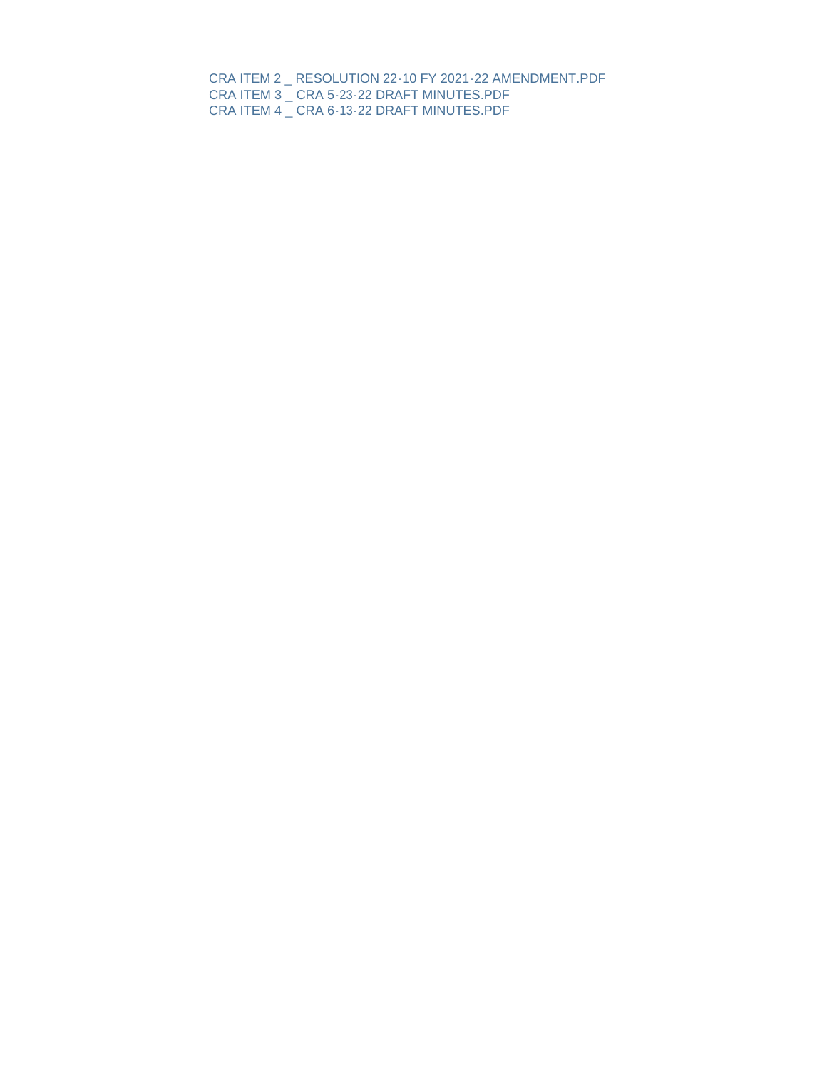CRA ITEM 2 _ RESOLUTION 22-10 FY 2021-22 AMENDMENT.PDF
CRA ITEM 3 _ CRA 5-23-22 DRAFT MINUTES.PDF
CRA ITEM 4 _ CRA 6-13-22 DRAFT MINUTES.PDF